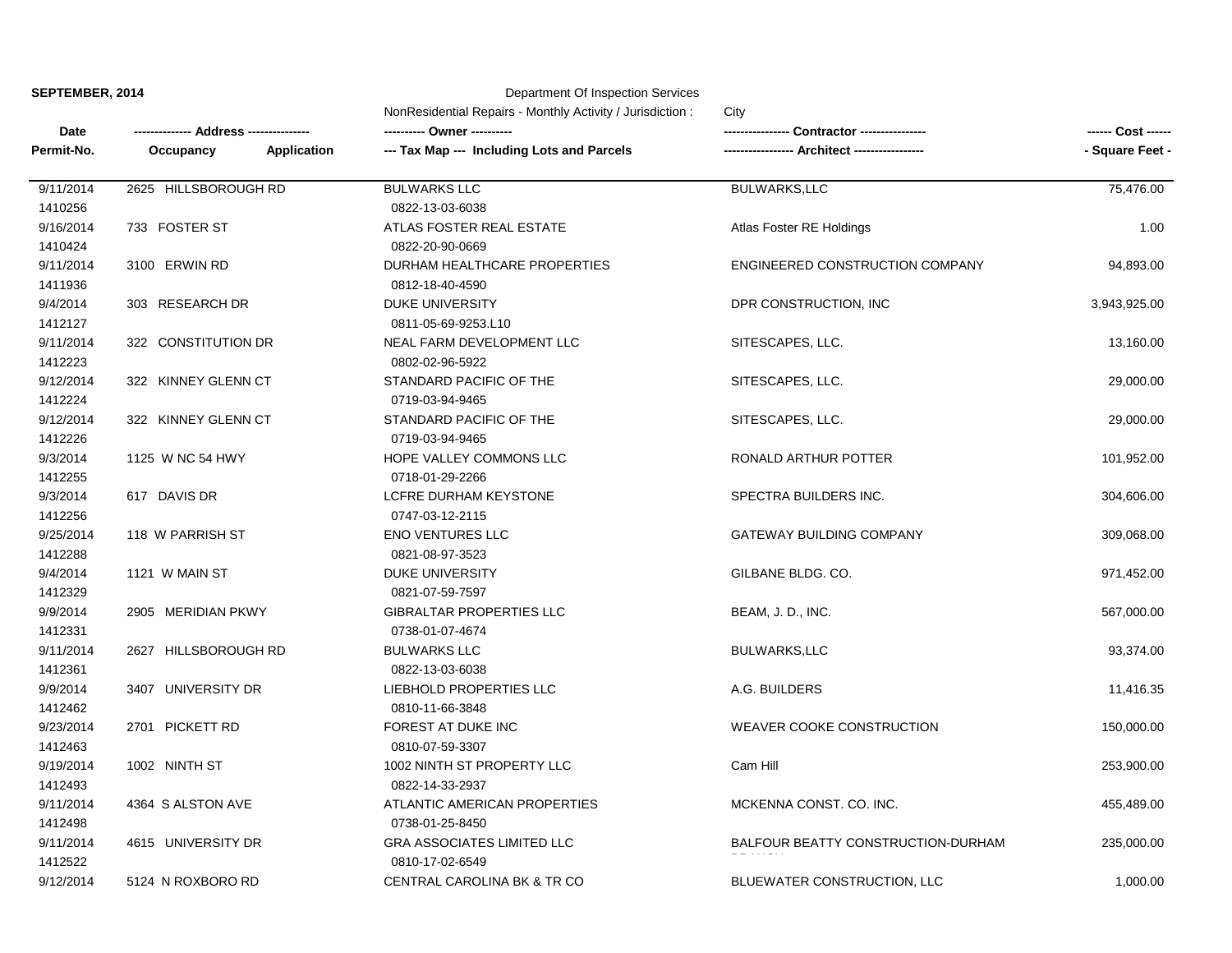**SEPTEMBER, 2014**

Department Of Inspection Services

NonResidential Repairs - Monthly Activity / Jurisdiction : City

| Date / Permit-No. | Address / Occupancy / Application | Owner / Tax Map (Including Lots and Parcels) | Contractor / Architect | Cost / Square Feet |
|---|---|---|---|---|
| 9/11/2014 / 1410256 | 2625 HILLSBOROUGH RD | BULWARKS LLC / 0822-13-03-6038 | BULWARKS,LLC | 75,476.00 |
| 9/16/2014 / 1410424 | 733 FOSTER ST | ATLAS FOSTER REAL ESTATE / 0822-20-90-0669 | Atlas Foster RE Holdings | 1.00 |
| 9/11/2014 / 1411936 | 3100 ERWIN RD | DURHAM HEALTHCARE PROPERTIES / 0812-18-40-4590 | ENGINEERED CONSTRUCTION COMPANY | 94,893.00 |
| 9/4/2014 / 1412127 | 303 RESEARCH DR | DUKE UNIVERSITY / 0811-05-69-9253.L10 | DPR CONSTRUCTION, INC | 3,943,925.00 |
| 9/11/2014 / 1412223 | 322 CONSTITUTION DR | NEAL FARM DEVELOPMENT LLC / 0802-02-96-5922 | SITESCAPES, LLC. | 13,160.00 |
| 9/12/2014 / 1412224 | 322 KINNEY GLENN CT | STANDARD PACIFIC OF THE / 0719-03-94-9465 | SITESCAPES, LLC. | 29,000.00 |
| 9/12/2014 / 1412226 | 322 KINNEY GLENN CT | STANDARD PACIFIC OF THE / 0719-03-94-9465 | SITESCAPES, LLC. | 29,000.00 |
| 9/3/2014 / 1412255 | 1125 W NC 54 HWY | HOPE VALLEY COMMONS LLC / 0718-01-29-2266 | RONALD ARTHUR POTTER | 101,952.00 |
| 9/3/2014 / 1412256 | 617 DAVIS DR | LCFRE DURHAM KEYSTONE / 0747-03-12-2115 | SPECTRA BUILDERS INC. | 304,606.00 |
| 9/25/2014 / 1412288 | 118 W PARRISH ST | ENO VENTURES LLC / 0821-08-97-3523 | GATEWAY BUILDING COMPANY | 309,068.00 |
| 9/4/2014 / 1412329 | 1121 W MAIN ST | DUKE UNIVERSITY / 0821-07-59-7597 | GILBANE BLDG. CO. | 971,452.00 |
| 9/9/2014 / 1412331 | 2905 MERIDIAN PKWY | GIBRALTAR PROPERTIES LLC / 0738-01-07-4674 | BEAM, J. D., INC. | 567,000.00 |
| 9/11/2014 / 1412361 | 2627 HILLSBOROUGH RD | BULWARKS LLC / 0822-13-03-6038 | BULWARKS,LLC | 93,374.00 |
| 9/9/2014 / 1412462 | 3407 UNIVERSITY DR | LIEBHOLD PROPERTIES LLC / 0810-11-66-3848 | A.G. BUILDERS | 11,416.35 |
| 9/23/2014 / 1412463 | 2701 PICKETT RD | FOREST AT DUKE INC / 0810-07-59-3307 | WEAVER COOKE CONSTRUCTION | 150,000.00 |
| 9/19/2014 / 1412493 | 1002 NINTH ST | 1002 NINTH ST PROPERTY LLC / 0822-14-33-2937 | Cam Hill | 253,900.00 |
| 9/11/2014 / 1412498 | 4364 S ALSTON AVE | ATLANTIC AMERICAN PROPERTIES / 0738-01-25-8450 | MCKENNA CONST. CO. INC. | 455,489.00 |
| 9/11/2014 / 1412522 | 4615 UNIVERSITY DR | GRA ASSOCIATES LIMITED LLC / 0810-17-02-6549 | BALFOUR BEATTY CONSTRUCTION-DURHAM BRANCH | 235,000.00 |
| 9/12/2014 | 5124 N ROXBORO RD | CENTRAL CAROLINA BK & TR CO | BLUEWATER CONSTRUCTION, LLC | 1,000.00 |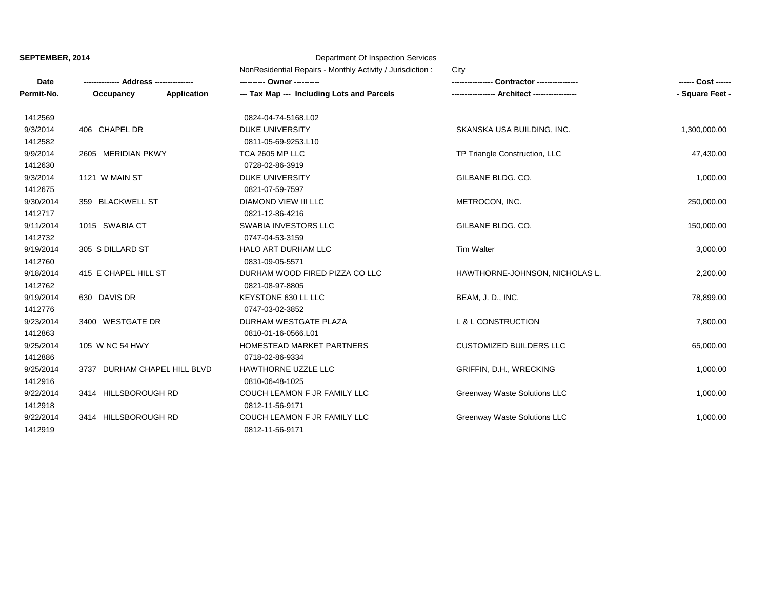**SEPTEMBER, 2014**

Department Of Inspection Services

NonResidential Repairs - Monthly Activity / Jurisdiction : City

| Date | -------------- Address -------------- | | ---------- Owner ---------- | ---------------- Contractor ---------------- | ------ Cost ------ |
|---|---|---|---|---|---|
| Permit-No. | Occupancy | Application | --- Tax Map --- Including Lots and Parcels | ---------------- Architect ---------------- | - Square Feet - |
| 1412569 | | | 0824-04-74-5168.L02 | | |
| 9/3/2014 | 406 CHAPEL DR | | DUKE UNIVERSITY | SKANSKA USA BUILDING, INC. | 1,300,000.00 |
| 1412582 | | | 0811-05-69-9253.L10 | | |
| 9/9/2014 | 2605 MERIDIAN PKWY | | TCA 2605 MP LLC | TP Triangle Construction, LLC | 47,430.00 |
| 1412630 | | | 0728-02-86-3919 | | |
| 9/3/2014 | 1121 W MAIN ST | | DUKE UNIVERSITY | GILBANE BLDG. CO. | 1,000.00 |
| 1412675 | | | 0821-07-59-7597 | | |
| 9/30/2014 | 359 BLACKWELL ST | | DIAMOND VIEW III LLC | METROCON, INC. | 250,000.00 |
| 1412717 | | | 0821-12-86-4216 | | |
| 9/11/2014 | 1015 SWABIA CT | | SWABIA INVESTORS LLC | GILBANE BLDG. CO. | 150,000.00 |
| 1412732 | | | 0747-04-53-3159 | | |
| 9/19/2014 | 305 S DILLARD ST | | HALO ART DURHAM LLC | Tim Walter | 3,000.00 |
| 1412760 | | | 0831-09-05-5571 | | |
| 9/18/2014 | 415 E CHAPEL HILL ST | | DURHAM WOOD FIRED PIZZA CO LLC | HAWTHORNE-JOHNSON, NICHOLAS L. | 2,200.00 |
| 1412762 | | | 0821-08-97-8805 | | |
| 9/19/2014 | 630 DAVIS DR | | KEYSTONE 630 LL LLC | BEAM, J. D., INC. | 78,899.00 |
| 1412776 | | | 0747-03-02-3852 | | |
| 9/23/2014 | 3400 WESTGATE DR | | DURHAM WESTGATE PLAZA | L & L CONSTRUCTION | 7,800.00 |
| 1412863 | | | 0810-01-16-0566.L01 | | |
| 9/25/2014 | 105 W NC 54 HWY | | HOMESTEAD MARKET PARTNERS | CUSTOMIZED BUILDERS LLC | 65,000.00 |
| 1412886 | | | 0718-02-86-9334 | | |
| 9/25/2014 | 3737 DURHAM CHAPEL HILL BLVD | | HAWTHORNE UZZLE LLC | GRIFFIN, D.H., WRECKING | 1,000.00 |
| 1412916 | | | 0810-06-48-1025 | | |
| 9/22/2014 | 3414 HILLSBOROUGH RD | | COUCH LEAMON F JR FAMILY LLC | Greenway Waste Solutions LLC | 1,000.00 |
| 1412918 | | | 0812-11-56-9171 | | |
| 9/22/2014 | 3414 HILLSBOROUGH RD | | COUCH LEAMON F JR FAMILY LLC | Greenway Waste Solutions LLC | 1,000.00 |
| 1412919 | | | 0812-11-56-9171 | | |